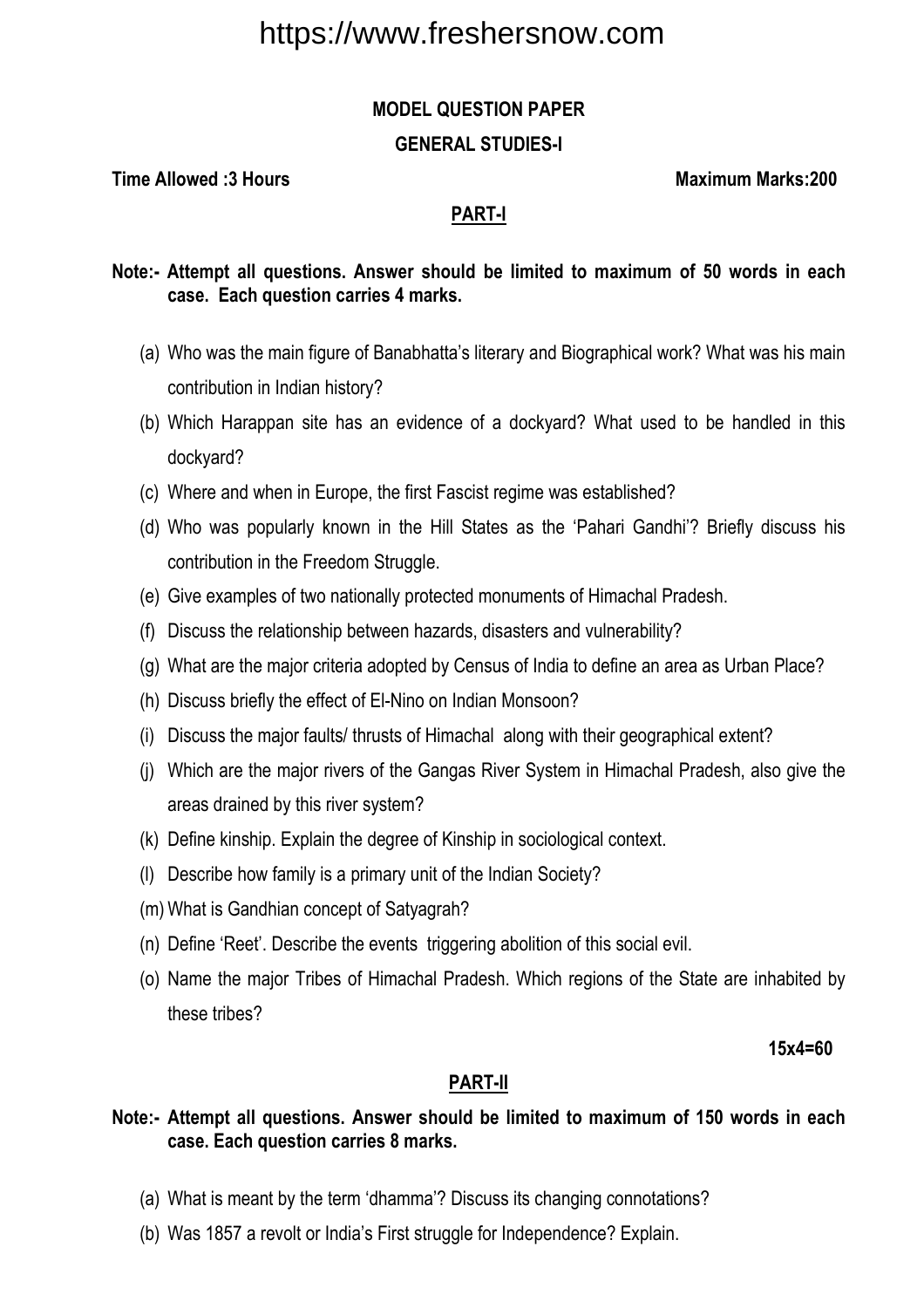**MODEL QUESTION PAPER**

**GENERAL STUDIES-I**

**Time Allowed :3 Hours** **Maximum Marks:200**

## PART-I

**Note:- Attempt all questions. Answer should be limited to maximum of 50 words in each case. Each question carries 4 marks.**

(a) Who was the main figure of Banabhatta's literary and Biographical work? What was his main contribution in Indian history?

(b) Which Harappan site has an evidence of a dockyard? What used to be handled in this dockyard?

(c) Where and when in Europe, the first Fascist regime was established?

(d) Who was popularly known in the Hill States as the 'Pahari Gandhi'? Briefly discuss his contribution in the Freedom Struggle.

(e) Give examples of two nationally protected monuments of Himachal Pradesh.

(f) Discuss the relationship between hazards, disasters and vulnerability?

(g) What are the major criteria adopted by Census of India to define an area as Urban Place?

(h) Discuss briefly the effect of El-Nino on Indian Monsoon?

(i) Discuss the major faults/ thrusts of Himachal along with their geographical extent?

(j) Which are the major rivers of the Gangas River System in Himachal Pradesh, also give the areas drained by this river system?

(k) Define kinship. Explain the degree of Kinship in sociological context.

(l) Describe how family is a primary unit of the Indian Society?

(m) What is Gandhian concept of Satyagrah?

(n) Define 'Reet'. Describe the events triggering abolition of this social evil.

(o) Name the major Tribes of Himachal Pradesh. Which regions of the State are inhabited by these tribes?

**15x4=60**

## PART-II

**Note:- Attempt all questions. Answer should be limited to maximum of 150 words in each case. Each question carries 8 marks.**

(a) What is meant by the term 'dhamma'? Discuss its changing connotations?

(b) Was 1857 a revolt or India's First struggle for Independence? Explain.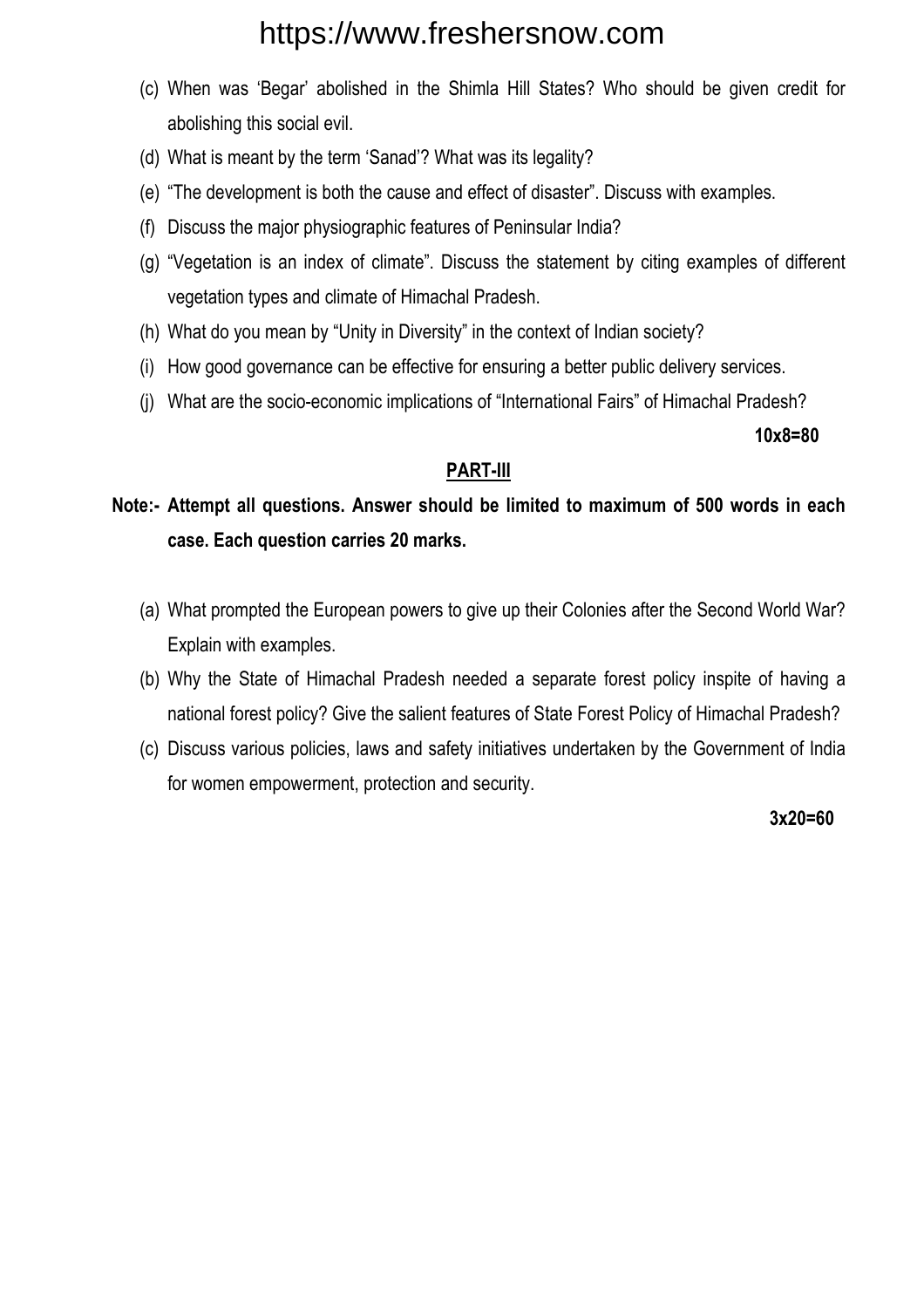(c) When was 'Begar' abolished in the Shimla Hill States? Who should be given credit for abolishing this social evil.

(d) What is meant by the term 'Sanad'? What was its legality?

(e) "The development is both the cause and effect of disaster". Discuss with examples.

(f) Discuss the major physiographic features of Peninsular India?

(g) "Vegetation is an index of climate". Discuss the statement by citing examples of different vegetation types and climate of Himachal Pradesh.

(h) What do you mean by "Unity in Diversity" in the context of Indian society?

(i) How good governance can be effective for ensuring a better public delivery services.

(j) What are the socio-economic implications of "International Fairs" of Himachal Pradesh?

**10x8=80**

## PART-III

**Note:- Attempt all questions. Answer should be limited to maximum of 500 words in each case. Each question carries 20 marks.**

(a) What prompted the European powers to give up their Colonies after the Second World War? Explain with examples.

(b) Why the State of Himachal Pradesh needed a separate forest policy inspite of having a national forest policy? Give the salient features of State Forest Policy of Himachal Pradesh?

(c) Discuss various policies, laws and safety initiatives undertaken by the Government of India for women empowerment, protection and security.

**3x20=60**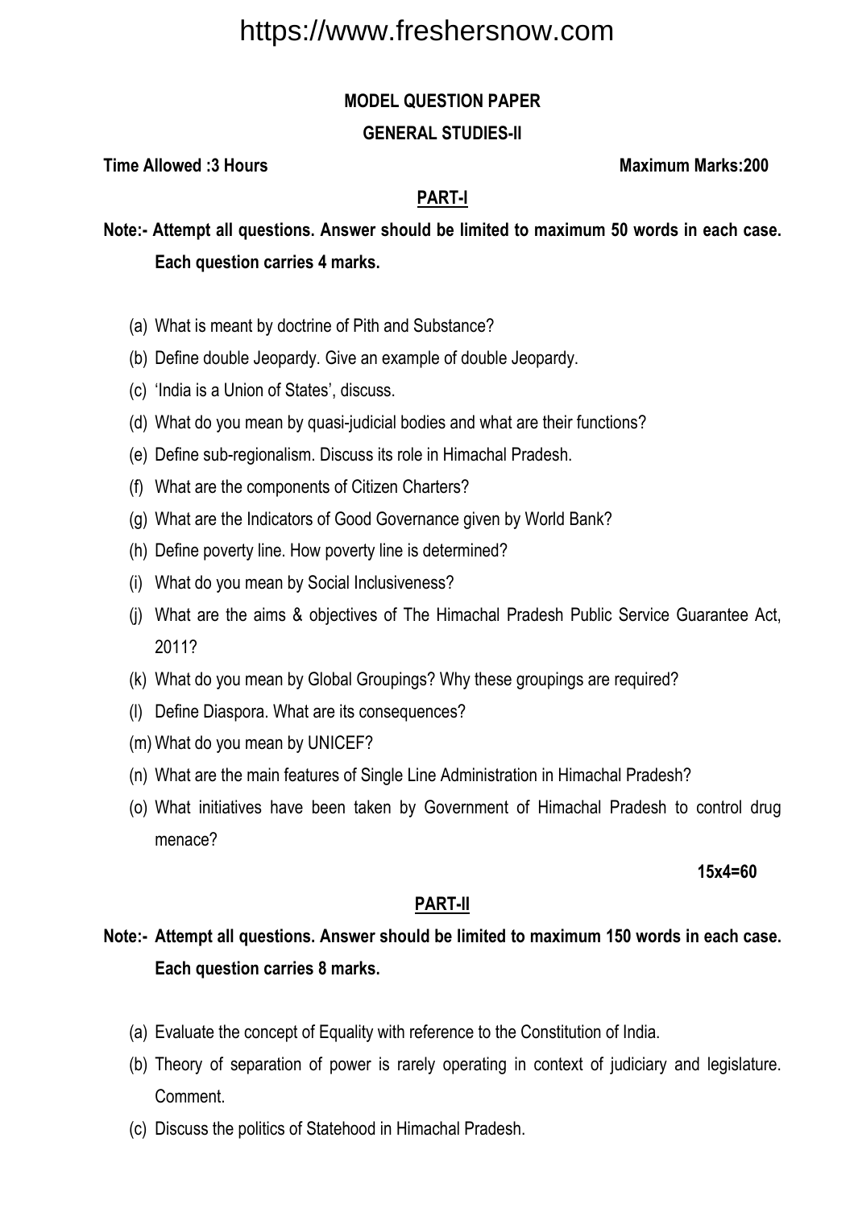**MODEL QUESTION PAPER**

**GENERAL STUDIES-II**

**Time Allowed :3 Hours** **Maximum Marks:200**

## PART-I

**Note:- Attempt all questions. Answer should be limited to maximum 50 words in each case. Each question carries 4 marks.**

(a) What is meant by doctrine of Pith and Substance?

(b) Define double Jeopardy. Give an example of double Jeopardy.

(c) 'India is a Union of States', discuss.

(d) What do you mean by quasi-judicial bodies and what are their functions?

(e) Define sub-regionalism. Discuss its role in Himachal Pradesh.

(f) What are the components of Citizen Charters?

(g) What are the Indicators of Good Governance given by World Bank?

(h) Define poverty line. How poverty line is determined?

(i) What do you mean by Social Inclusiveness?

(j) What are the aims & objectives of The Himachal Pradesh Public Service Guarantee Act, 2011?

(k) What do you mean by Global Groupings? Why these groupings are required?

(l) Define Diaspora. What are its consequences?

(m) What do you mean by UNICEF?

(n) What are the main features of Single Line Administration in Himachal Pradesh?

(o) What initiatives have been taken by Government of Himachal Pradesh to control drug menace?

**15x4=60**

## PART-II

**Note:- Attempt all questions. Answer should be limited to maximum 150 words in each case. Each question carries 8 marks.**

(a) Evaluate the concept of Equality with reference to the Constitution of India.

(b) Theory of separation of power is rarely operating in context of judiciary and legislature. Comment.

(c) Discuss the politics of Statehood in Himachal Pradesh.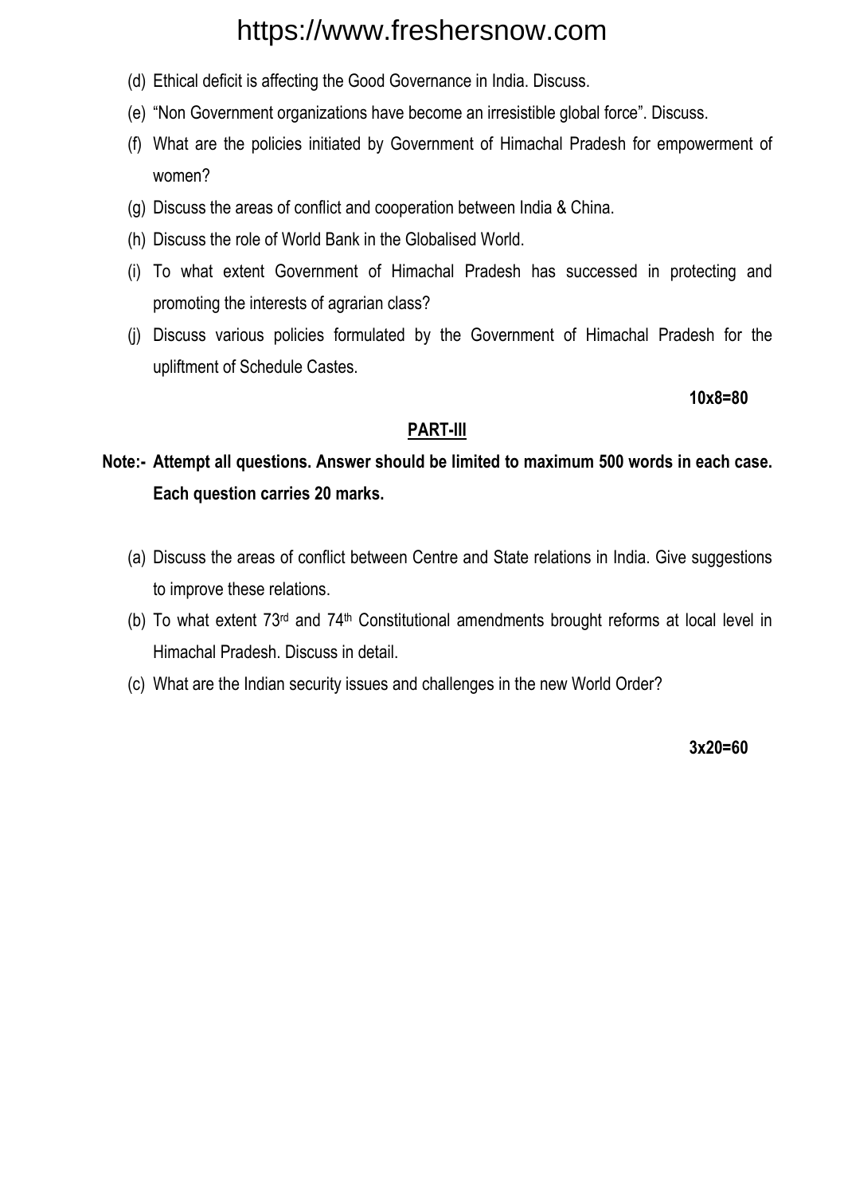(d) Ethical deficit is affecting the Good Governance in India. Discuss.

(e) "Non Government organizations have become an irresistible global force". Discuss.

(f) What are the policies initiated by Government of Himachal Pradesh for empowerment of women?

(g) Discuss the areas of conflict and cooperation between India & China.

(h) Discuss the role of World Bank in the Globalised World.

(i) To what extent Government of Himachal Pradesh has successed in protecting and promoting the interests of agrarian class?

(j) Discuss various policies formulated by the Government of Himachal Pradesh for the upliftment of Schedule Castes.

**10x8=80**

## PART-III

**Note:- Attempt all questions. Answer should be limited to maximum 500 words in each case. Each question carries 20 marks.**

(a) Discuss the areas of conflict between Centre and State relations in India. Give suggestions to improve these relations.

(b) To what extent 73rd and 74th Constitutional amendments brought reforms at local level in Himachal Pradesh. Discuss in detail.

(c) What are the Indian security issues and challenges in the new World Order?

**3x20=60**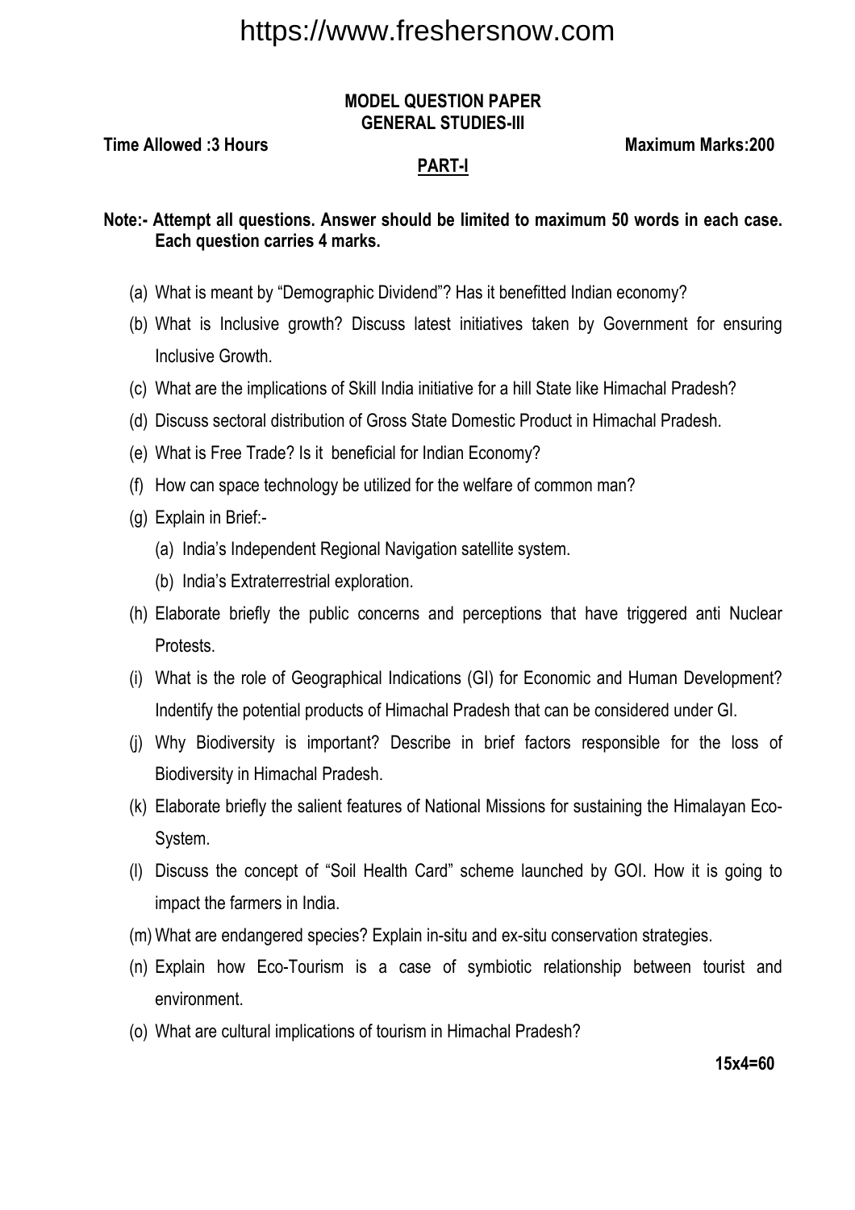**MODEL QUESTION PAPER**
**GENERAL STUDIES-III**

**Time Allowed :3 Hours** **Maximum Marks:200**

**PART-I**

**Note:- Attempt all questions. Answer should be limited to maximum 50 words in each case. Each question carries 4 marks.**

(a) What is meant by "Demographic Dividend"? Has it benefitted Indian economy?

(b) What is Inclusive growth? Discuss latest initiatives taken by Government for ensuring Inclusive Growth.

(c) What are the implications of Skill India initiative for a hill State like Himachal Pradesh?

(d) Discuss sectoral distribution of Gross State Domestic Product in Himachal Pradesh.

(e) What is Free Trade? Is it beneficial for Indian Economy?

(f) How can space technology be utilized for the welfare of common man?

(g) Explain in Brief:-

  (a) India's Independent Regional Navigation satellite system.

  (b) India's Extraterrestrial exploration.

(h) Elaborate briefly the public concerns and perceptions that have triggered anti Nuclear Protests.

(i) What is the role of Geographical Indications (GI) for Economic and Human Development? Indentify the potential products of Himachal Pradesh that can be considered under GI.

(j) Why Biodiversity is important? Describe in brief factors responsible for the loss of Biodiversity in Himachal Pradesh.

(k) Elaborate briefly the salient features of National Missions for sustaining the Himalayan Eco-System.

(l) Discuss the concept of "Soil Health Card" scheme launched by GOI. How it is going to impact the farmers in India.

(m) What are endangered species? Explain in-situ and ex-situ conservation strategies.

(n) Explain how Eco-Tourism is a case of symbiotic relationship between tourist and environment.

(o) What are cultural implications of tourism in Himachal Pradesh?

**15x4=60**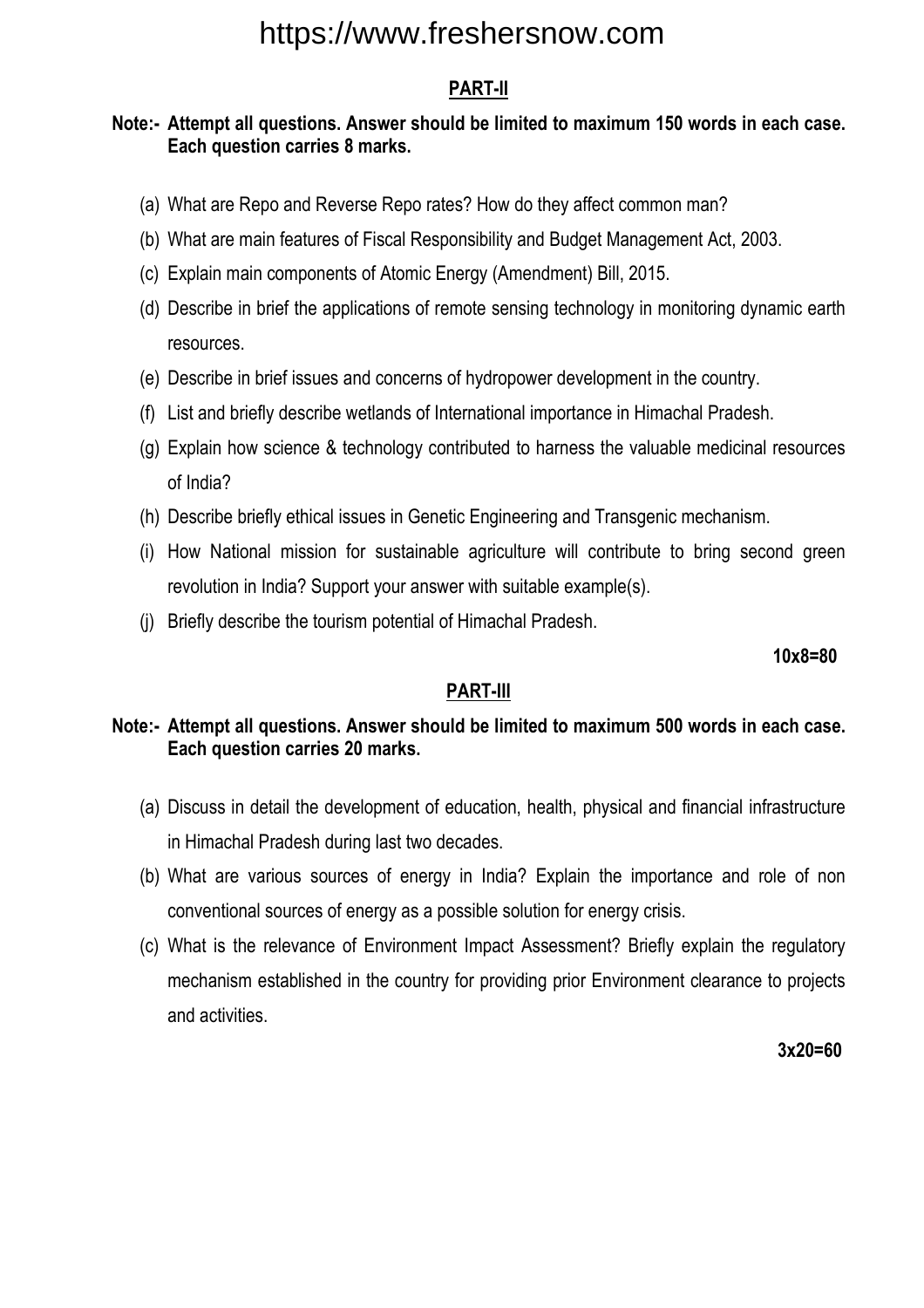## PART-II

**Note:- Attempt all questions. Answer should be limited to maximum 150 words in each case. Each question carries 8 marks.**

(a) What are Repo and Reverse Repo rates? How do they affect common man?

(b) What are main features of Fiscal Responsibility and Budget Management Act, 2003.

(c) Explain main components of Atomic Energy (Amendment) Bill, 2015.

(d) Describe in brief the applications of remote sensing technology in monitoring dynamic earth resources.

(e) Describe in brief issues and concerns of hydropower development in the country.

(f) List and briefly describe wetlands of International importance in Himachal Pradesh.

(g) Explain how science & technology contributed to harness the valuable medicinal resources of India?

(h) Describe briefly ethical issues in Genetic Engineering and Transgenic mechanism.

(i) How National mission for sustainable agriculture will contribute to bring second green revolution in India? Support your answer with suitable example(s).

(j) Briefly describe the tourism potential of Himachal Pradesh.

**10x8=80**

## PART-III

**Note:- Attempt all questions. Answer should be limited to maximum 500 words in each case. Each question carries 20 marks.**

(a) Discuss in detail the development of education, health, physical and financial infrastructure in Himachal Pradesh during last two decades.

(b) What are various sources of energy in India? Explain the importance and role of non conventional sources of energy as a possible solution for energy crisis.

(c) What is the relevance of Environment Impact Assessment? Briefly explain the regulatory mechanism established in the country for providing prior Environment clearance to projects and activities.

**3x20=60**